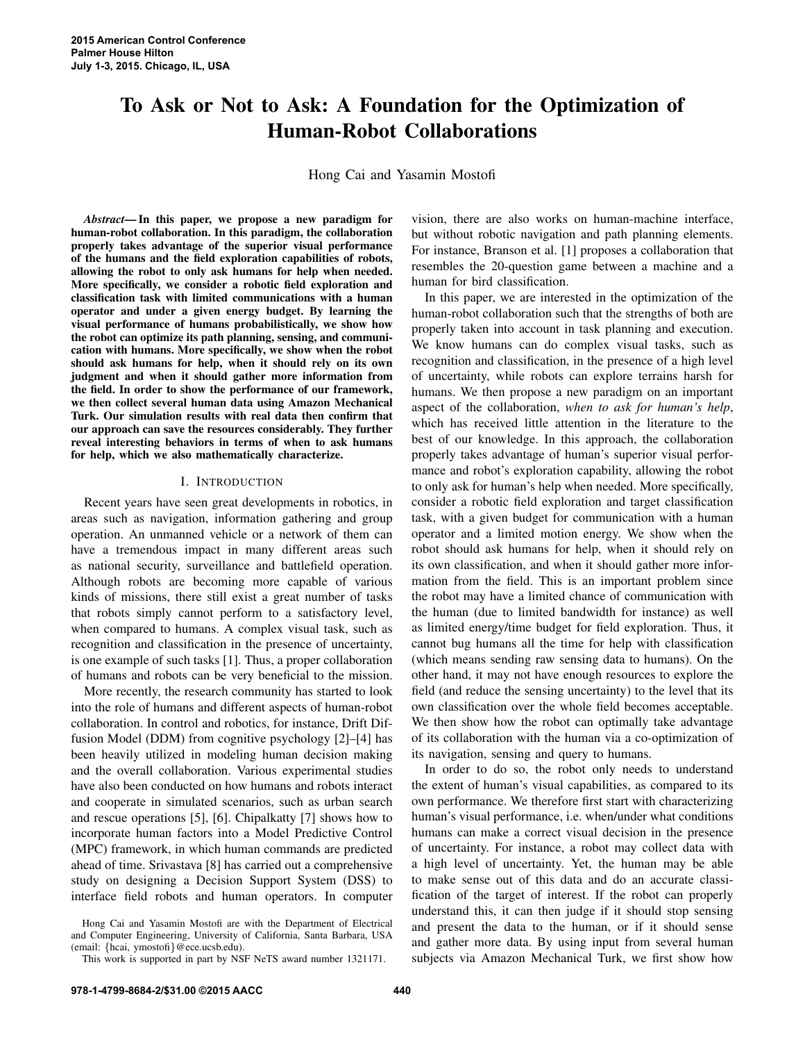# To Ask or Not to Ask: A Foundation for the Optimization of Human-Robot Collaborations

Hong Cai and Yasamin Mostofi

***Abstract*— In this paper, we propose a new paradigm for human-robot collaboration. In this paradigm, the collaboration properly takes advantage of the superior visual performance of the humans and the field exploration capabilities of robots, allowing the robot to only ask humans for help when needed. More specifically, we consider a robotic field exploration and classification task with limited communications with a human operator and under a given energy budget. By learning the visual performance of humans probabilistically, we show how the robot can optimize its path planning, sensing, and communication with humans. More specifically, we show when the robot should ask humans for help, when it should rely on its own judgment and when it should gather more information from the field. In order to show the performance of our framework, we then collect several human data using Amazon Mechanical Turk. Our simulation results with real data then confirm that our approach can save the resources considerably. They further reveal interesting behaviors in terms of when to ask humans for help, which we also mathematically characterize.**

## I. Introduction

Recent years have seen great developments in robotics, in areas such as navigation, information gathering and group operation. An unmanned vehicle or a network of them can have a tremendous impact in many different areas such as national security, surveillance and battlefield operation. Although robots are becoming more capable of various kinds of missions, there still exist a great number of tasks that robots simply cannot perform to a satisfactory level, when compared to humans. A complex visual task, such as recognition and classification in the presence of uncertainty, is one example of such tasks [1]. Thus, a proper collaboration of humans and robots can be very beneficial to the mission.

More recently, the research community has started to look into the role of humans and different aspects of human-robot collaboration. In control and robotics, for instance, Drift Diffusion Model (DDM) from cognitive psychology [2]–[4] has been heavily utilized in modeling human decision making and the overall collaboration. Various experimental studies have also been conducted on how humans and robots interact and cooperate in simulated scenarios, such as urban search and rescue operations [5], [6]. Chipalkatty [7] shows how to incorporate human factors into a Model Predictive Control (MPC) framework, in which human commands are predicted ahead of time. Srivastava [8] has carried out a comprehensive study on designing a Decision Support System (DSS) to interface field robots and human operators. In computer vision, there are also works on human-machine interface, but without robotic navigation and path planning elements. For instance, Branson et al. [1] proposes a collaboration that resembles the 20-question game between a machine and a human for bird classification.

In this paper, we are interested in the optimization of the human-robot collaboration such that the strengths of both are properly taken into account in task planning and execution. We know humans can do complex visual tasks, such as recognition and classification, in the presence of a high level of uncertainty, while robots can explore terrains harsh for humans. We then propose a new paradigm on an important aspect of the collaboration, *when to ask for human's help*, which has received little attention in the literature to the best of our knowledge. In this approach, the collaboration properly takes advantage of human's superior visual performance and robot's exploration capability, allowing the robot to only ask for human's help when needed. More specifically, consider a robotic field exploration and target classification task, with a given budget for communication with a human operator and a limited motion energy. We show when the robot should ask humans for help, when it should rely on its own classification, and when it should gather more information from the field. This is an important problem since the robot may have a limited chance of communication with the human (due to limited bandwidth for instance) as well as limited energy/time budget for field exploration. Thus, it cannot bug humans all the time for help with classification (which means sending raw sensing data to humans). On the other hand, it may not have enough resources to explore the field (and reduce the sensing uncertainty) to the level that its own classification over the whole field becomes acceptable. We then show how the robot can optimally take advantage of its collaboration with the human via a co-optimization of its navigation, sensing and query to humans.

In order to do so, the robot only needs to understand the extent of human's visual capabilities, as compared to its own performance. We therefore first start with characterizing human's visual performance, i.e. when/under what conditions humans can make a correct visual decision in the presence of uncertainty. For instance, a robot may collect data with a high level of uncertainty. Yet, the human may be able to make sense out of this data and do an accurate classification of the target of interest. If the robot can properly understand this, it can then judge if it should stop sensing and present the data to the human, or if it should sense and gather more data. By using input from several human subjects via Amazon Mechanical Turk, we first show how

Hong Cai and Yasamin Mostofi are with the Department of Electrical and Computer Engineering, University of California, Santa Barbara, USA (email: {hcai, ymostofi}@ece.ucsb.edu).

This work is supported in part by NSF NeTS award number 1321171.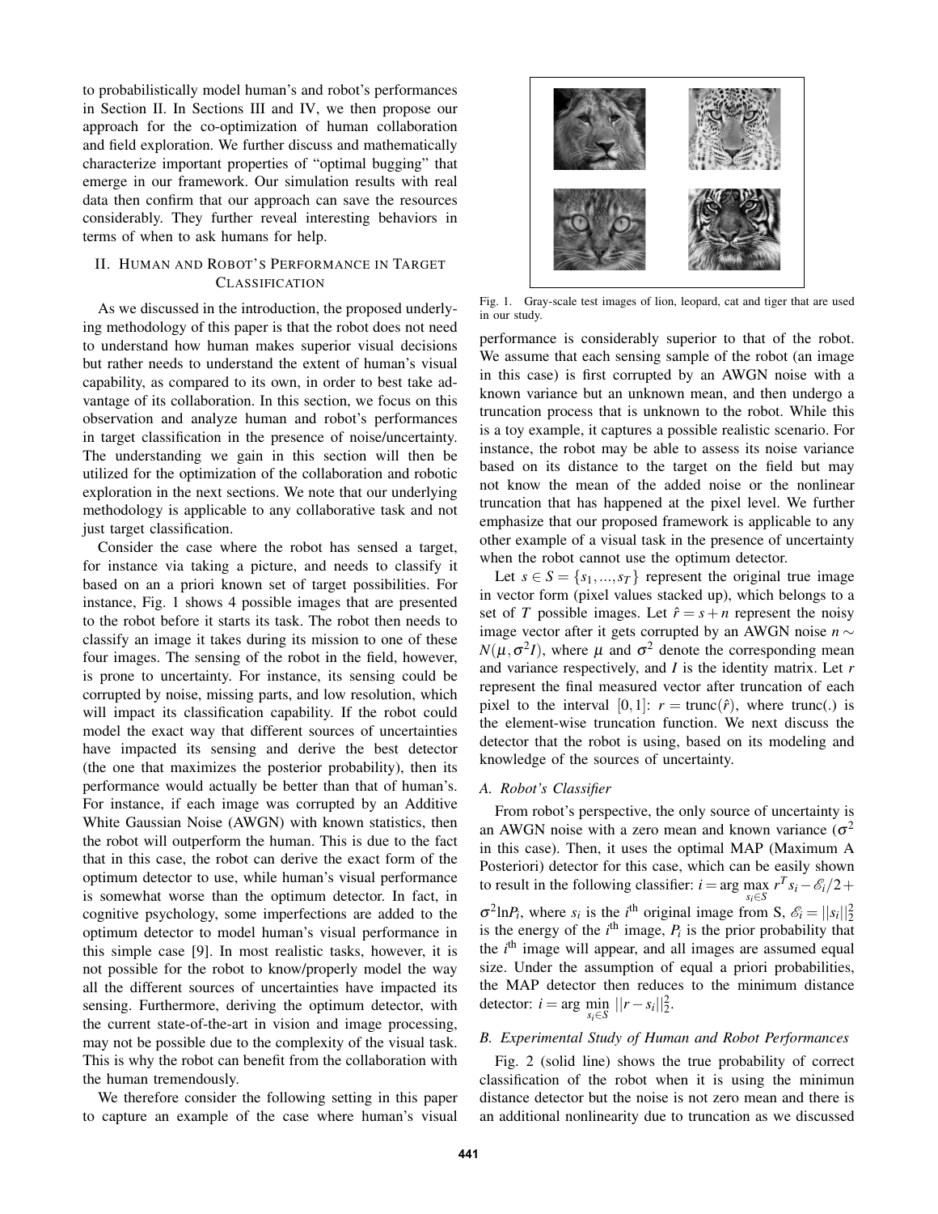to probabilistically model human's and robot's performances in Section II. In Sections III and IV, we then propose our approach for the co-optimization of human collaboration and field exploration. We further discuss and mathematically characterize important properties of "optimal bugging" that emerge in our framework. Our simulation results with real data then confirm that our approach can save the resources considerably. They further reveal interesting behaviors in terms of when to ask humans for help.

## II. Human and Robot's Performance in Target Classification

As we discussed in the introduction, the proposed underlying methodology of this paper is that the robot does not need to understand how human makes superior visual decisions but rather needs to understand the extent of human's visual capability, as compared to its own, in order to best take advantage of its collaboration. In this section, we focus on this observation and analyze human and robot's performances in target classification in the presence of noise/uncertainty. The understanding we gain in this section will then be utilized for the optimization of the collaboration and robotic exploration in the next sections. We note that our underlying methodology is applicable to any collaborative task and not just target classification.

Consider the case where the robot has sensed a target, for instance via taking a picture, and needs to classify it based on an a priori known set of target possibilities. For instance, Fig. 1 shows 4 possible images that are presented to the robot before it starts its task. The robot then needs to classify an image it takes during its mission to one of these four images. The sensing of the robot in the field, however, is prone to uncertainty. For instance, its sensing could be corrupted by noise, missing parts, and low resolution, which will impact its classification capability. If the robot could model the exact way that different sources of uncertainties have impacted its sensing and derive the best detector (the one that maximizes the posterior probability), then its performance would actually be better than that of human's. For instance, if each image was corrupted by an Additive White Gaussian Noise (AWGN) with known statistics, then the robot will outperform the human. This is due to the fact that in this case, the robot can derive the exact form of the optimum detector to use, while human's visual performance is somewhat worse than the optimum detector. In fact, in cognitive psychology, some imperfections are added to the optimum detector to model human's visual performance in this simple case [9]. In most realistic tasks, however, it is not possible for the robot to know/properly model the way all the different sources of uncertainties have impacted its sensing. Furthermore, deriving the optimum detector, with the current state-of-the-art in vision and image processing, may not be possible due to the complexity of the visual task. This is why the robot can benefit from the collaboration with the human tremendously.

We therefore consider the following setting in this paper to capture an example of the case where human's visual performance is considerably superior to that of the robot. We assume that each sensing sample of the robot (an image in this case) is first corrupted by an AWGN noise with a known variance but an unknown mean, and then undergo a truncation process that is unknown to the robot. While this is a toy example, it captures a possible realistic scenario. For instance, the robot may be able to assess its noise variance based on its distance to the target on the field but may not know the mean of the added noise or the nonlinear truncation that has happened at the pixel level. We further emphasize that our proposed framework is applicable to any other example of a visual task in the presence of uncertainty when the robot cannot use the optimum detector.

Fig. 1. Gray-scale test images of lion, leopard, cat and tiger that are used in our study.

Let $s \in S = \{s_1, ..., s_T\}$ represent the original true image in vector form (pixel values stacked up), which belongs to a set of $T$ possible images. Let $\hat{r} = s + n$ represent the noisy image vector after it gets corrupted by an AWGN noise $n \sim N(\mu, \sigma^2 I)$, where $\mu$ and $\sigma^2$ denote the corresponding mean and variance respectively, and $I$ is the identity matrix. Let $r$ represent the final measured vector after truncation of each pixel to the interval $[0,1]$: $r = \text{trunc}(\hat{r})$, where trunc(.) is the element-wise truncation function. We next discuss the detector that the robot is using, based on its modeling and knowledge of the sources of uncertainty.

### A. Robot's Classifier

From robot's perspective, the only source of uncertainty is an AWGN noise with a zero mean and known variance ($\sigma^2$ in this case). Then, it uses the optimal MAP (Maximum A Posteriori) detector for this case, which can be easily shown to result in the following classifier: $i = \arg\max_{s_i \in S} r^T s_i - \mathscr{E}_i/2 + \sigma^2 \ln P_i$, where $s_i$ is the $i^{\text{th}}$ original image from S, $\mathscr{E}_i = ||s_i||_2^2$ is the energy of the $i^{\text{th}}$ image, $P_i$ is the prior probability that the $i^{\text{th}}$ image will appear, and all images are assumed equal size. Under the assumption of equal a priori probabilities, the MAP detector then reduces to the minimum distance detector: $i = \arg\min_{s_i \in S} ||r - s_i||_2^2$.

### B. Experimental Study of Human and Robot Performances

Fig. 2 (solid line) shows the true probability of correct classification of the robot when it is using the minimun distance detector but the noise is not zero mean and there is an additional nonlinearity due to truncation as we discussed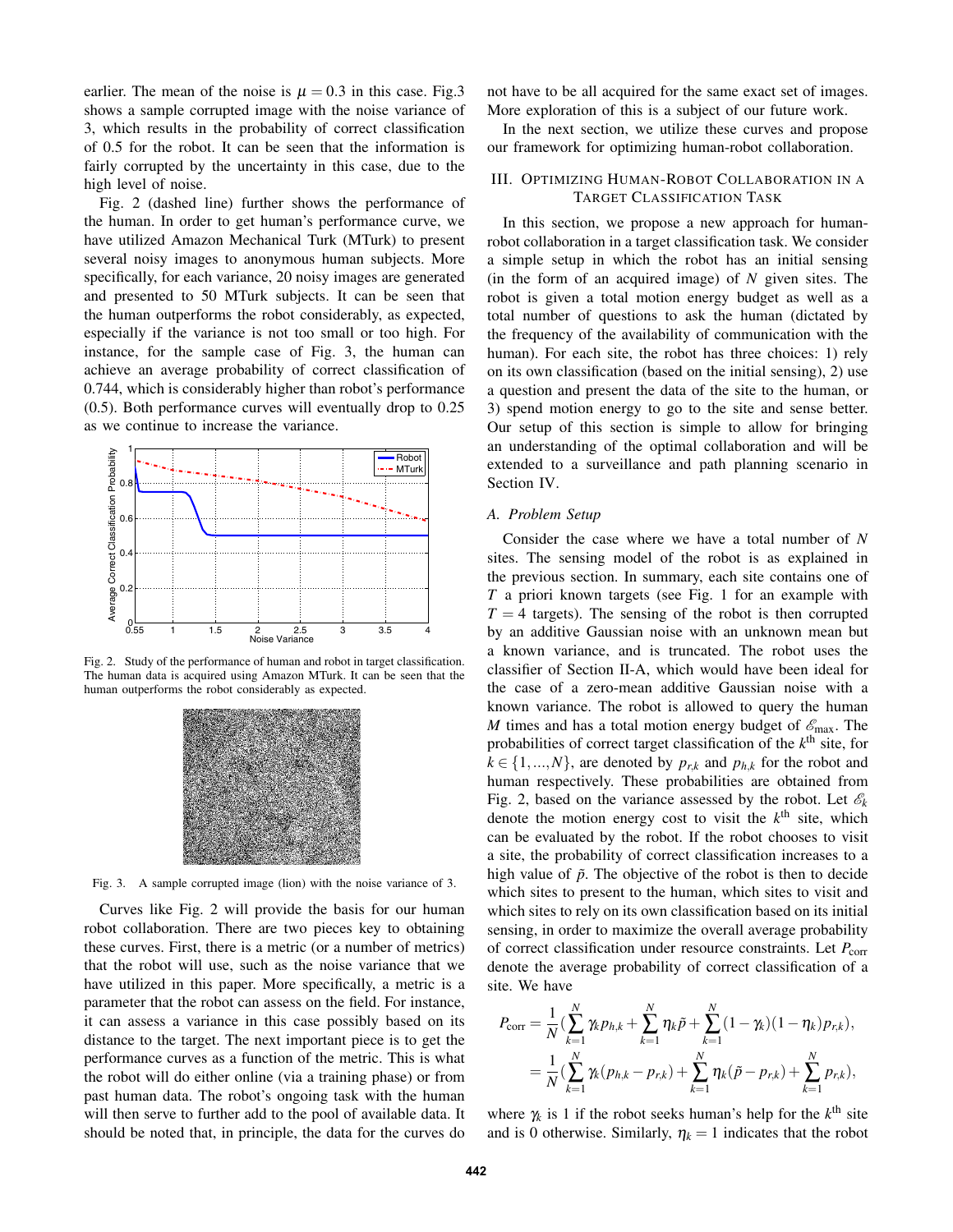earlier. The mean of the noise is $\mu = 0.3$ in this case. Fig.3 shows a sample corrupted image with the noise variance of 3, which results in the probability of correct classification of 0.5 for the robot. It can be seen that the information is fairly corrupted by the uncertainty in this case, due to the high level of noise.

Fig. 2 (dashed line) further shows the performance of the human. In order to get human's performance curve, we have utilized Amazon Mechanical Turk (MTurk) to present several noisy images to anonymous human subjects. More specifically, for each variance, 20 noisy images are generated and presented to 50 MTurk subjects. It can be seen that the human outperforms the robot considerably, as expected, especially if the variance is not too small or too high. For instance, for the sample case of Fig. 3, the human can achieve an average probability of correct classification of 0.744, which is considerably higher than robot's performance (0.5). Both performance curves will eventually drop to 0.25 as we continue to increase the variance.

Fig. 2. Study of the performance of human and robot in target classification. The human data is acquired using Amazon MTurk. It can be seen that the human outperforms the robot considerably as expected.

Fig. 3. A sample corrupted image (lion) with the noise variance of 3.

Curves like Fig. 2 will provide the basis for our human robot collaboration. There are two pieces key to obtaining these curves. First, there is a metric (or a number of metrics) that the robot will use, such as the noise variance that we have utilized in this paper. More specifically, a metric is a parameter that the robot can assess on the field. For instance, it can assess a variance in this case possibly based on its distance to the target. The next important piece is to get the performance curves as a function of the metric. This is what the robot will do either online (via a training phase) or from past human data. The robot's ongoing task with the human will then serve to further add to the pool of available data. It should be noted that, in principle, the data for the curves do not have to be all acquired for the same exact set of images. More exploration of this is a subject of our future work.

In the next section, we utilize these curves and propose our framework for optimizing human-robot collaboration.

## III. Optimizing Human-Robot Collaboration in a Target Classification Task

In this section, we propose a new approach for human-robot collaboration in a target classification task. We consider a simple setup in which the robot has an initial sensing (in the form of an acquired image) of $N$ given sites. The robot is given a total motion energy budget as well as a total number of questions to ask the human (dictated by the frequency of the availability of communication with the human). For each site, the robot has three choices: 1) rely on its own classification (based on the initial sensing), 2) use a question and present the data of the site to the human, or 3) spend motion energy to go to the site and sense better. Our setup of this section is simple to allow for bringing an understanding of the optimal collaboration and will be extended to a surveillance and path planning scenario in Section IV.

### A. Problem Setup

Consider the case where we have a total number of $N$ sites. The sensing model of the robot is as explained in the previous section. In summary, each site contains one of $T$ a priori known targets (see Fig. 1 for an example with $T = 4$ targets). The sensing of the robot is then corrupted by an additive Gaussian noise with an unknown mean but a known variance, and is truncated. The robot uses the classifier of Section II-A, which would have been ideal for the case of a zero-mean additive Gaussian noise with a known variance. The robot is allowed to query the human $M$ times and has a total motion energy budget of $\mathscr{E}_{\max}$. The probabilities of correct target classification of the $k^{\text{th}}$ site, for $k \in \{1, ..., N\}$, are denoted by $p_{r,k}$ and $p_{h,k}$ for the robot and human respectively. These probabilities are obtained from Fig. 2, based on the variance assessed by the robot. Let $\mathscr{E}_k$ denote the motion energy cost to visit the $k^{\text{th}}$ site, which can be evaluated by the robot. If the robot chooses to visit a site, the probability of correct classification increases to a high value of $\tilde{p}$. The objective of the robot is then to decide which sites to present to the human, which sites to visit and which sites to rely on its own classification based on its initial sensing, in order to maximize the overall average probability of correct classification under resource constraints. Let $P_{\text{corr}}$ denote the average probability of correct classification of a site. We have

$$
\begin{aligned}
P_{\text{corr}} &= \frac{1}{N}\Big(\sum_{k=1}^{N} \gamma_k p_{h,k} + \sum_{k=1}^{N} \eta_k \tilde{p} + \sum_{k=1}^{N} (1-\gamma_k)(1-\eta_k) p_{r,k}\Big), \\
&= \frac{1}{N}\Big(\sum_{k=1}^{N} \gamma_k (p_{h,k} - p_{r,k}) + \sum_{k=1}^{N} \eta_k (\tilde{p} - p_{r,k}) + \sum_{k=1}^{N} p_{r,k}\Big),
\end{aligned}
$$

where $\gamma_k$ is 1 if the robot seeks human's help for the $k^{\text{th}}$ site and is 0 otherwise. Similarly, $\eta_k = 1$ indicates that the robot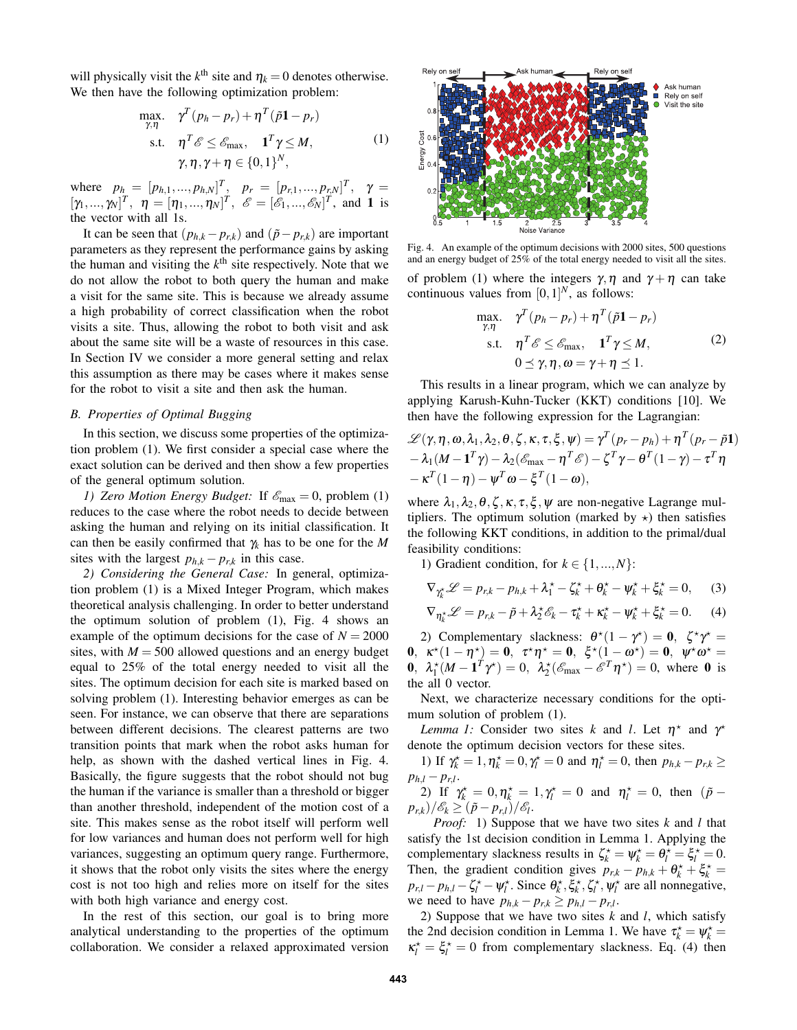will physically visit the $k^{\text{th}}$ site and $\eta_k = 0$ denotes otherwise. We then have the following optimization problem:

$$
\begin{aligned}
\max_{\gamma,\eta} \quad & \gamma^T(p_h - p_r) + \eta^T(\tilde{p}\mathbf{1} - p_r) \\
\text{s.t.} \quad & \eta^T \mathscr{E} \le \mathscr{E}_{\max}, \quad \mathbf{1}^T\gamma \le M, \\
& \gamma, \eta, \gamma+\eta \in \{0,1\}^N,
\end{aligned} \tag{1}
$$

where $p_h = [p_{h,1}, ..., p_{h,N}]^T$, $p_r = [p_{r,1}, ..., p_{r,N}]^T$, $\gamma = [\gamma_1, ..., \gamma_N]^T$, $\eta = [\eta_1, ..., \eta_N]^T$, $\mathscr{E} = [\mathscr{E}_1, ..., \mathscr{E}_N]^T$, and $\mathbf{1}$ is the vector with all 1s.

It can be seen that $(p_{h,k} - p_{r,k})$ and $(\tilde{p} - p_{r,k})$ are important parameters as they represent the performance gains by asking the human and visiting the $k^{\text{th}}$ site respectively. Note that we do not allow the robot to both query the human and make a visit for the same site. This is because we already assume a high probability of correct classification when the robot visits a site. Thus, allowing the robot to both visit and ask about the same site will be a waste of resources in this case. In Section IV we consider a more general setting and relax this assumption as there may be cases where it makes sense for the robot to visit a site and then ask the human.

### B. Properties of Optimal Bugging

In this section, we discuss some properties of the optimization problem (1). We first consider a special case where the exact solution can be derived and then show a few properties of the general optimum solution.

*1) Zero Motion Energy Budget:* If $\mathscr{E}_{\max} = 0$, problem (1) reduces to the case where the robot needs to decide between asking the human and relying on its initial classification. It can then be easily confirmed that $\gamma_k$ has to be one for the $M$ sites with the largest $p_{h,k} - p_{r,k}$ in this case.

*2) Considering the General Case:* In general, optimization problem (1) is a Mixed Integer Program, which makes theoretical analysis challenging. In order to better understand the optimum solution of problem (1), Fig. 4 shows an example of the optimum decisions for the case of $N = 2000$ sites, with $M = 500$ allowed questions and an energy budget equal to 25% of the total energy needed to visit all the sites. The optimum decision for each site is marked based on solving problem (1). Interesting behavior emerges as can be seen. For instance, we can observe that there are separations between different decisions. The clearest patterns are two transition points that mark when the robot asks human for help, as shown with the dashed vertical lines in Fig. 4. Basically, the figure suggests that the robot should not bug the human if the variance is smaller than a threshold or bigger than another threshold, independent of the motion cost of a site. This makes sense as the robot itself will perform well for low variances and human does not perform well for high variances, suggesting an optimum query range. Furthermore, it shows that the robot only visits the sites where the energy cost is not too high and relies more on itself for the sites with both high variance and energy cost.

In the rest of this section, our goal is to bring more analytical understanding to the properties of the optimum collaboration. We consider a relaxed approximated version of problem (1) where the integers $\gamma, \eta$ and $\gamma + \eta$ can take continuous values from $[0,1]^N$, as follows:

Fig. 4. An example of the optimum decisions with 2000 sites, 500 questions and an energy budget of 25% of the total energy needed to visit all the sites.

$$
\begin{aligned}
\max_{\gamma,\eta} \quad & \gamma^T(p_h - p_r) + \eta^T(\tilde{p}\mathbf{1} - p_r) \\
\text{s.t.} \quad & \eta^T \mathscr{E} \le \mathscr{E}_{\max}, \quad \mathbf{1}^T\gamma \le M, \\
& 0 \preceq \gamma, \eta, \omega = \gamma+\eta \preceq 1.
\end{aligned} \tag{2}
$$

This results in a linear program, which we can analyze by applying Karush-Kuhn-Tucker (KKT) conditions [10]. We then have the following expression for the Lagrangian:

$$
\begin{aligned}
&\mathscr{L}(\gamma, \eta, \omega, \lambda_1, \lambda_2, \theta, \zeta, \kappa, \tau, \xi, \psi) = \gamma^T(p_r - p_h) + \eta^T(p_r - \tilde{p}\mathbf{1}) \\
&- \lambda_1(M - \mathbf{1}^T\gamma) - \lambda_2(\mathscr{E}_{\max} - \eta^T\mathscr{E}) - \zeta^T\gamma - \theta^T(1-\gamma) - \tau^T\eta \\
&- \kappa^T(1-\eta) - \psi^T\omega - \xi^T(1-\omega),
\end{aligned}
$$

where $\lambda_1, \lambda_2, \theta, \zeta, \kappa, \tau, \xi, \psi$ are non-negative Lagrange multipliers. The optimum solution (marked by $\star$) then satisfies the following KKT conditions, in addition to the primal/dual feasibility conditions:

1) Gradient condition, for $k \in \{1, ..., N\}$:

$$\nabla_{\gamma_k^\star}\mathscr{L} = p_{r,k} - p_{h,k} + \lambda_1^\star - \zeta_k^\star + \theta_k^\star - \psi_k^\star + \xi_k^\star = 0, \tag{3}$$

$$\nabla_{\eta_k^\star}\mathscr{L} = p_{r,k} - \tilde{p} + \lambda_2^\star\mathscr{E}_k - \tau_k^\star + \kappa_k^\star - \psi_k^\star + \xi_k^\star = 0. \tag{4}$$

2) Complementary slackness: $\theta^\star(1-\gamma^\star) = \mathbf{0}$, $\zeta^\star\gamma^\star = \mathbf{0}$, $\kappa^\star(1-\eta^\star) = \mathbf{0}$, $\tau^\star\eta^\star = \mathbf{0}$, $\xi^\star(1-\omega^\star) = \mathbf{0}$, $\psi^\star\omega^\star = \mathbf{0}$, $\lambda_1^\star(M - \mathbf{1}^T\gamma^\star) = 0$, $\lambda_2^\star(\mathscr{E}_{\max} - \mathscr{E}^T\eta^\star) = 0$, where $\mathbf{0}$ is the all 0 vector.

Next, we characterize necessary conditions for the optimum solution of problem (1).

*Lemma 1:* Consider two sites $k$ and $l$. Let $\eta^\star$ and $\gamma^\star$ denote the optimum decision vectors for these sites.

1) If $\gamma_k^\star = 1, \eta_k^\star = 0, \gamma_l^\star = 0$ and $\eta_l^\star = 0$, then $p_{h,k} - p_{r,k} \ge p_{h,l} - p_{r,l}$.

2) If $\gamma_k^\star = 0, \eta_k^\star = 1, \gamma_l^\star = 0$ and $\eta_l^\star = 0$, then $(\tilde{p} - p_{r,k})/\mathscr{E}_k \ge (\tilde{p} - p_{r,l})/\mathscr{E}_l$.

*Proof:* 1) Suppose that we have two sites $k$ and $l$ that satisfy the 1st decision condition in Lemma 1. Applying the complementary slackness results in $\zeta_k^\star = \psi_k^\star = \theta_l^\star = \xi_l^\star = 0$. Then, the gradient condition gives $p_{r,k} - p_{h,k} + \theta_k^\star + \xi_k^\star = p_{r,l} - p_{h,l} - \zeta_l^\star - \psi_l^\star$. Since $\theta_k^\star, \xi_k^\star, \zeta_l^\star, \psi_l^\star$ are all nonnegative, we need to have $p_{h,k} - p_{r,k} \ge p_{h,l} - p_{r,l}$.

2) Suppose that we have two sites $k$ and $l$, which satisfy the 2nd decision condition in Lemma 1. We have $\tau_k^\star = \psi_k^\star = \kappa_l^\star = \xi_l^\star = 0$ from complementary slackness. Eq. (4) then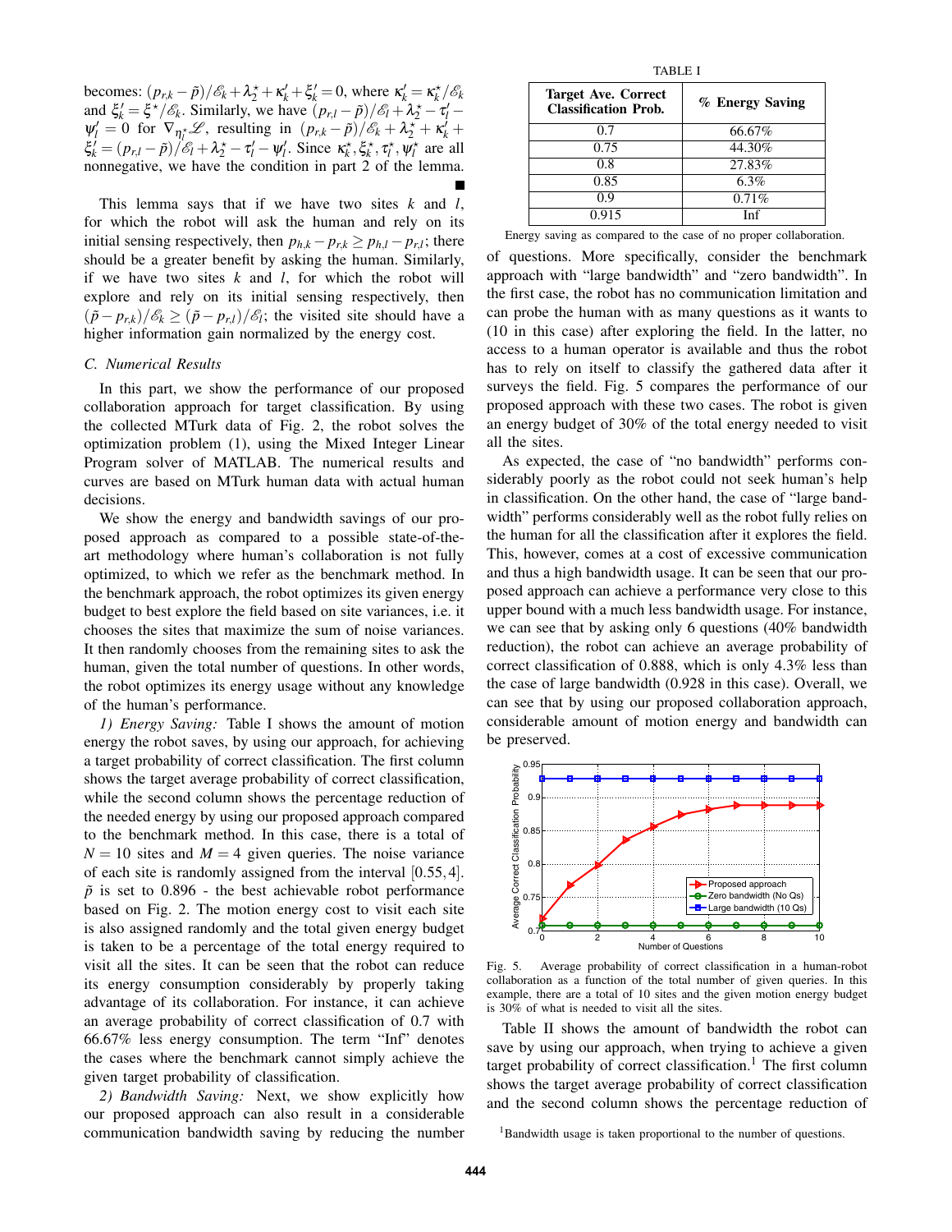becomes: $(p_{r,k} - \tilde{p})/\mathscr{E}_k + \lambda_2^\star + \kappa_k' + \xi_k' = 0$, where $\kappa_k' = \kappa_k^\star/\mathscr{E}_k$ and $\xi_k' = \xi^\star/\mathscr{E}_k$. Similarly, we have $(p_{r,l} - \tilde{p})/\mathscr{E}_l + \lambda_2^\star - \tau_l' - \psi_l' = 0$ for $\nabla_{\eta_l^\star}\mathscr{L}$, resulting in $(p_{r,k} - \tilde{p})/\mathscr{E}_k + \lambda_2^\star + \kappa_k' + \xi_k' = (p_{r,l} - \tilde{p})/\mathscr{E}_l + \lambda_2^\star - \tau_l' - \psi_l'$. Since $\kappa_k^\star, \xi_k^\star, \tau_l^\star, \psi_l^\star$ are all nonnegative, we have the condition in part 2 of the lemma. ■

This lemma says that if we have two sites $k$ and $l$, for which the robot will ask the human and rely on its initial sensing respectively, then $p_{h,k} - p_{r,k} \geq p_{h,l} - p_{r,l}$; there should be a greater benefit by asking the human. Similarly, if we have two sites $k$ and $l$, for which the robot will explore and rely on its initial sensing respectively, then $(\tilde{p} - p_{r,k})/\mathscr{E}_k \geq (\tilde{p} - p_{r,l})/\mathscr{E}_l$; the visited site should have a higher information gain normalized by the energy cost.

### C. Numerical Results

In this part, we show the performance of our proposed collaboration approach for target classification. By using the collected MTurk data of Fig. 2, the robot solves the optimization problem (1), using the Mixed Integer Linear Program solver of MATLAB. The numerical results and curves are based on MTurk human data with actual human decisions.

We show the energy and bandwidth savings of our proposed approach as compared to a possible state-of-the-art methodology where human's collaboration is not fully optimized, to which we refer as the benchmark method. In the benchmark approach, the robot optimizes its given energy budget to best explore the field based on site variances, i.e. it chooses the sites that maximize the sum of noise variances. It then randomly chooses from the remaining sites to ask the human, given the total number of questions. In other words, the robot optimizes its energy usage without any knowledge of the human's performance.

*1) Energy Saving:* Table I shows the amount of motion energy the robot saves, by using our approach, for achieving a target probability of correct classification. The first column shows the target average probability of correct classification, while the second column shows the percentage reduction of the needed energy by using our proposed approach compared to the benchmark method. In this case, there is a total of $N = 10$ sites and $M = 4$ given queries. The noise variance of each site is randomly assigned from the interval $[0.55, 4]$. $\tilde{p}$ is set to 0.896 - the best achievable robot performance based on Fig. 2. The motion energy cost to visit each site is also assigned randomly and the total given energy budget is taken to be a percentage of the total energy required to visit all the sites. It can be seen that the robot can reduce its energy consumption considerably by properly taking advantage of its collaboration. For instance, it can achieve an average probability of correct classification of 0.7 with 66.67% less energy consumption. The term "Inf" denotes the cases where the benchmark cannot simply achieve the given target probability of classification.

TABLE I

| Target Ave. Correct Classification Prob. | % Energy Saving |
|---|---|
| 0.7 | 66.67% |
| 0.75 | 44.30% |
| 0.8 | 27.83% |
| 0.85 | 6.3% |
| 0.9 | 0.71% |
| 0.915 | Inf |

Energy saving as compared to the case of no proper collaboration.

*2) Bandwidth Saving:* Next, we show explicitly how our proposed approach can also result in a considerable communication bandwidth saving by reducing the number of questions. More specifically, consider the benchmark approach with "large bandwidth" and "zero bandwidth". In the first case, the robot has no communication limitation and can probe the human with as many questions as it wants to (10 in this case) after exploring the field. In the latter, no access to a human operator is available and thus the robot has to rely on itself to classify the gathered data after it surveys the field. Fig. 5 compares the performance of our proposed approach with these two cases. The robot is given an energy budget of 30% of the total energy needed to visit all the sites.

As expected, the case of "no bandwidth" performs considerably poorly as the robot could not seek human's help in classification. On the other hand, the case of "large bandwidth" performs considerably well as the robot fully relies on the human for all the classification after it explores the field. This, however, comes at a cost of excessive communication and thus a high bandwidth usage. It can be seen that our proposed approach can achieve a performance very close to this upper bound with a much less bandwidth usage. For instance, we can see that by asking only 6 questions (40% bandwidth reduction), the robot can achieve an average probability of correct classification of 0.888, which is only 4.3% less than the case of large bandwidth (0.928 in this case). Overall, we can see that by using our proposed collaboration approach, considerable amount of motion energy and bandwidth can be preserved.

Fig. 5. Average probability of correct classification in a human-robot collaboration as a function of the total number of given queries. In this example, there are a total of 10 sites and the given motion energy budget is 30% of what is needed to visit all the sites.

Table II shows the amount of bandwidth the robot can save by using our approach, when trying to achieve a given target probability of correct classification.[1] The first column shows the target average probability of correct classification and the second column shows the percentage reduction of

[1] Bandwidth usage is taken proportional to the number of questions.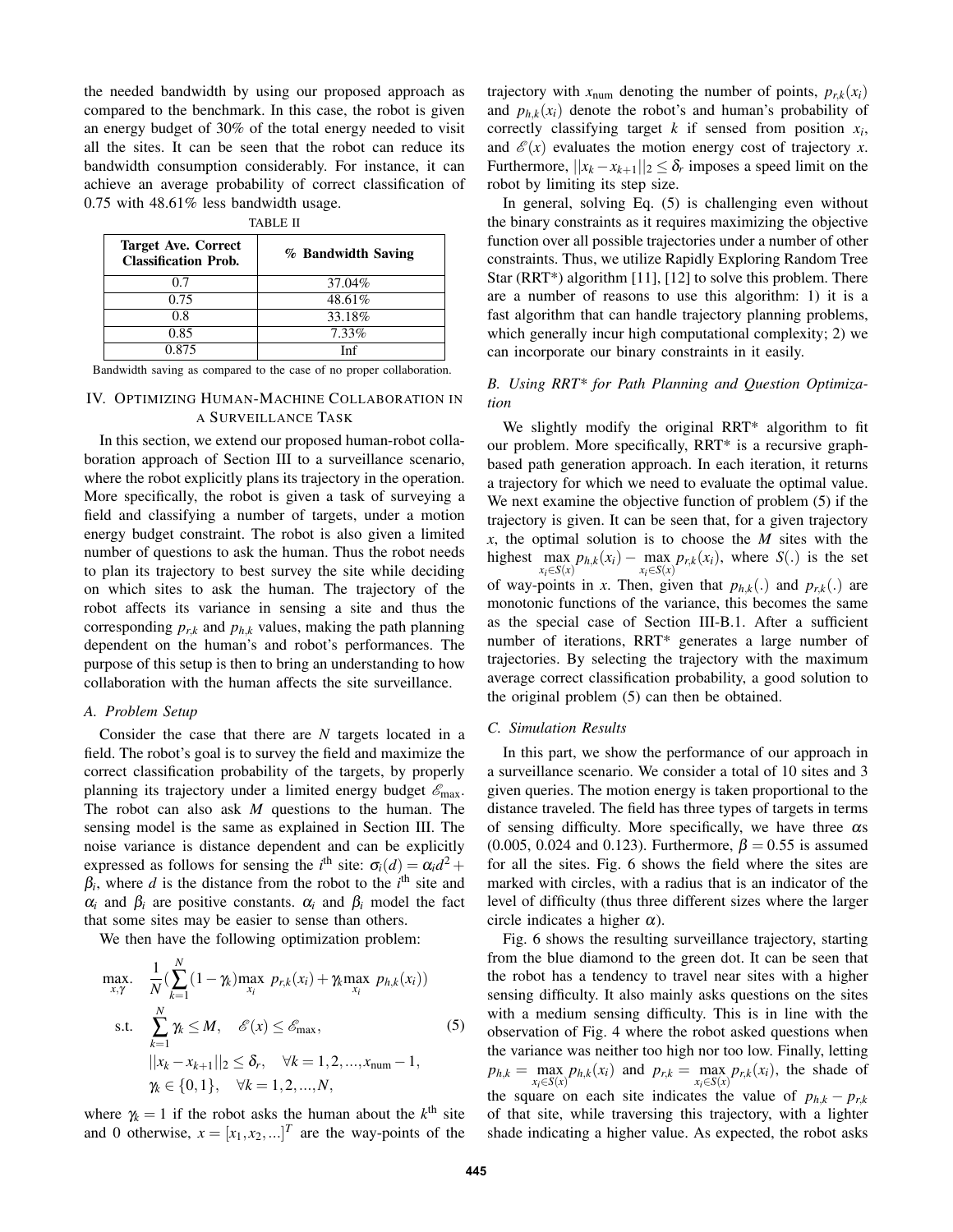the needed bandwidth by using our proposed approach as compared to the benchmark. In this case, the robot is given an energy budget of 30% of the total energy needed to visit all the sites. It can be seen that the robot can reduce its bandwidth consumption considerably. For instance, it can achieve an average probability of correct classification of 0.75 with 48.61% less bandwidth usage.

TABLE II

| Target Ave. Correct Classification Prob. | % Bandwidth Saving |
|---|---|
| 0.7 | 37.04% |
| 0.75 | 48.61% |
| 0.8 | 33.18% |
| 0.85 | 7.33% |
| 0.875 | Inf |

Bandwidth saving as compared to the case of no proper collaboration.

## IV. Optimizing Human-Machine Collaboration in a Surveillance Task

In this section, we extend our proposed human-robot collaboration approach of Section III to a surveillance scenario, where the robot explicitly plans its trajectory in the operation. More specifically, the robot is given a task of surveying a field and classifying a number of targets, under a motion energy budget constraint. The robot is also given a limited number of questions to ask the human. Thus the robot needs to plan its trajectory to best survey the site while deciding on which sites to ask the human. The trajectory of the robot affects its variance in sensing a site and thus the corresponding $p_{r,k}$ and $p_{h,k}$ values, making the path planning dependent on the human's and robot's performances. The purpose of this setup is then to bring an understanding to how collaboration with the human affects the site surveillance.

### A. Problem Setup

Consider the case that there are $N$ targets located in a field. The robot's goal is to survey the field and maximize the correct classification probability of the targets, by properly planning its trajectory under a limited energy budget $\mathscr{E}_{\max}$. The robot can also ask $M$ questions to the human. The sensing model is the same as explained in Section III. The noise variance is distance dependent and can be explicitly expressed as follows for sensing the $i^{\text{th}}$ site: $\sigma_i(d) = \alpha_i d^2 + \beta_i$, where $d$ is the distance from the robot to the $i^{\text{th}}$ site and $\alpha_i$ and $\beta_i$ are positive constants. $\alpha_i$ and $\beta_i$ model the fact that some sites may be easier to sense than others.

We then have the following optimization problem:

$$
\begin{aligned}
\max_{x,\gamma}.\quad & \frac{1}{N}\Big(\sum_{k=1}^{N}(1-\gamma_k)\max_{x_i}\ p_{r,k}(x_i) + \gamma_k \max_{x_i}\ p_{h,k}(x_i)\Big) \\
\text{s.t.}\quad & \sum_{k=1}^{N}\gamma_k \leq M, \quad \mathscr{E}(x) \leq \mathscr{E}_{\max}, \\
& \|x_k - x_{k+1}\|_2 \leq \delta_r, \quad \forall k = 1,2,...,x_{\text{num}}-1, \\
& \gamma_k \in \{0,1\}, \quad \forall k = 1,2,...,N,
\end{aligned}
\tag{5}
$$

where $\gamma_k = 1$ if the robot asks the human about the $k^{\text{th}}$ site and 0 otherwise, $x = [x_1, x_2, ...]^T$ are the way-points of the trajectory with $x_{\text{num}}$ denoting the number of points, $p_{r,k}(x_i)$ and $p_{h,k}(x_i)$ denote the robot's and human's probability of correctly classifying target $k$ if sensed from position $x_i$, and $\mathscr{E}(x)$ evaluates the motion energy cost of trajectory $x$. Furthermore, $\|x_k - x_{k+1}\|_2 \leq \delta_r$ imposes a speed limit on the robot by limiting its step size.

In general, solving Eq. (5) is challenging even without the binary constraints as it requires maximizing the objective function over all possible trajectories under a number of other constraints. Thus, we utilize Rapidly Exploring Random Tree Star (RRT*) algorithm [11], [12] to solve this problem. There are a number of reasons to use this algorithm: 1) it is a fast algorithm that can handle trajectory planning problems, which generally incur high computational complexity; 2) we can incorporate our binary constraints in it easily.

### B. Using RRT* for Path Planning and Question Optimization

We slightly modify the original RRT* algorithm to fit our problem. More specifically, RRT* is a recursive graph-based path generation approach. In each iteration, it returns a trajectory for which we need to evaluate the optimal value. We next examine the objective function of problem (5) if the trajectory is given. It can be seen that, for a given trajectory $x$, the optimal solution is to choose the $M$ sites with the highest $\max_{x_i \in S(x)} p_{h,k}(x_i) - \max_{x_i \in S(x)} p_{r,k}(x_i)$, where $S(.)$ is the set of way-points in $x$. Then, given that $p_{h,k}(.)$ and $p_{r,k}(.)$ are monotonic functions of the variance, this becomes the same as the special case of Section III-B.1. After a sufficient number of iterations, RRT* generates a large number of trajectories. By selecting the trajectory with the maximum average correct classification probability, a good solution to the original problem (5) can then be obtained.

### C. Simulation Results

In this part, we show the performance of our approach in a surveillance scenario. We consider a total of 10 sites and 3 given queries. The motion energy is taken proportional to the distance traveled. The field has three types of targets in terms of sensing difficulty. More specifically, we have three $\alpha$s (0.005, 0.024 and 0.123). Furthermore, $\beta = 0.55$ is assumed for all the sites. Fig. 6 shows the field where the sites are marked with circles, with a radius that is an indicator of the level of difficulty (thus three different sizes where the larger circle indicates a higher $\alpha$).

Fig. 6 shows the resulting surveillance trajectory, starting from the blue diamond to the green dot. It can be seen that the robot has a tendency to travel near sites with a higher sensing difficulty. It also mainly asks questions on the sites with a medium sensing difficulty. This is in line with the observation of Fig. 4 where the robot asked questions when the variance was neither too high nor too low. Finally, letting $p_{h,k} = \max_{x_i \in S(x)} p_{h,k}(x_i)$ and $p_{r,k} = \max_{x_i \in S(x)} p_{r,k}(x_i)$, the shade of the square on each site indicates the value of $p_{h,k} - p_{r,k}$ of that site, while traversing this trajectory, with a lighter shade indicating a higher value. As expected, the robot asks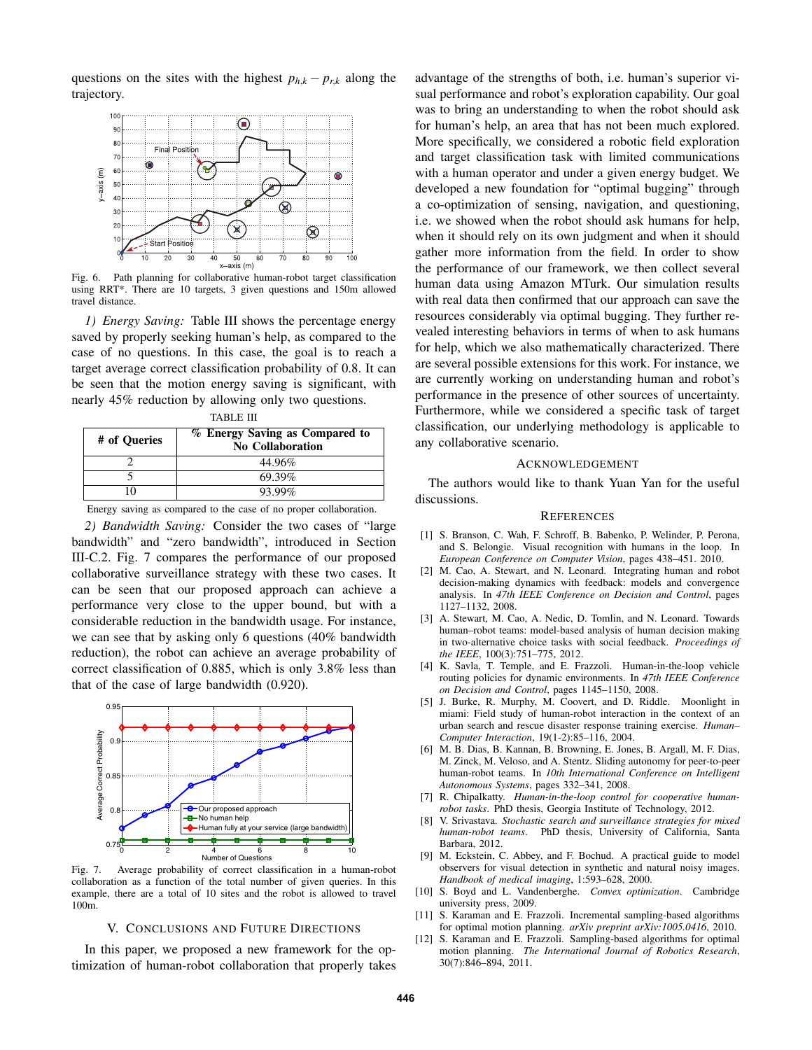questions on the sites with the highest $p_{h,k} - p_{r,k}$ along the trajectory.

100
90
80
70
60
50
40
30
20
10
0
y–axis (m)
0 10 20 30 40 50 60 70 80 90 100
x–axis (m)
Final Position
Start Position

Fig. 6. Path planning for collaborative human-robot target classification using RRT*. There are 10 targets, 3 given questions and 150m allowed travel distance.

*1) Energy Saving:* Table III shows the percentage energy saved by properly seeking human's help, as compared to the case of no questions. In this case, the goal is to reach a target average correct classification probability of 0.8. It can be seen that the motion energy saving is significant, with nearly 45% reduction by allowing only two questions.

TABLE III

| # of Queries | % Energy Saving as Compared to No Collaboration |
|---|---|
| 2 | 44.96% |
| 5 | 69.39% |
| 10 | 93.99% |

Energy saving as compared to the case of no proper collaboration.

*2) Bandwidth Saving:* Consider the two cases of "large bandwidth" and "zero bandwidth", introduced in Section III-C.2. Fig. 7 compares the performance of our proposed collaborative surveillance strategy with these two cases. It can be seen that our proposed approach can achieve a performance very close to the upper bound, but with a considerable reduction in the bandwidth usage. For instance, we can see that by asking only 6 questions (40% bandwidth reduction), the robot can achieve an average probability of correct classification of 0.885, which is only 3.8% less than that of the case of large bandwidth (0.920).

0.95
0.9
0.85
0.8
0.75
Average Correct Probability
0 2 4 6 8 10
Number of Questions
Our proposed approach
No human help
Human fully at your service (large bandwidth)

Fig. 7. Average probability of correct classification in a human-robot collaboration as a function of the total number of given queries. In this example, there are a total of 10 sites and the robot is allowed to travel 100m.

## V. Conclusions and Future Directions

In this paper, we proposed a new framework for the optimization of human-robot collaboration that properly takes advantage of the strengths of both, i.e. human's superior visual performance and robot's exploration capability. Our goal was to bring an understanding to when the robot should ask for human's help, an area that has not been much explored. More specifically, we considered a robotic field exploration and target classification task with limited communications with a human operator and under a given energy budget. We developed a new foundation for "optimal bugging" through a co-optimization of sensing, navigation, and questioning, i.e. we showed when the robot should ask humans for help, when it should rely on its own judgment and when it should gather more information from the field. In order to show the performance of our framework, we then collect several human data using Amazon MTurk. Our simulation results with real data then confirmed that our approach can save the resources considerably via optimal bugging. They further revealed interesting behaviors in terms of when to ask humans for help, which we also mathematically characterized. There are several possible extensions for this work. For instance, we are currently working on understanding human and robot's performance in the presence of other sources of uncertainty. Furthermore, while we considered a specific task of target classification, our underlying methodology is applicable to any collaborative scenario.

## Acknowledgement

The authors would like to thank Yuan Yan for the useful discussions.

## References

[1] S. Branson, C. Wah, F. Schroff, B. Babenko, P. Welinder, P. Perona, and S. Belongie. Visual recognition with humans in the loop. In *European Conference on Computer Vision*, pages 438–451. 2010.

[2] M. Cao, A. Stewart, and N. Leonard. Integrating human and robot decision-making dynamics with feedback: models and convergence analysis. In *47th IEEE Conference on Decision and Control*, pages 1127–1132, 2008.

[3] A. Stewart, M. Cao, A. Nedic, D. Tomlin, and N. Leonard. Towards human–robot teams: model-based analysis of human decision making in two-alternative choice tasks with social feedback. *Proceedings of the IEEE*, 100(3):751–775, 2012.

[4] K. Savla, T. Temple, and E. Frazzoli. Human-in-the-loop vehicle routing policies for dynamic environments. In *47th IEEE Conference on Decision and Control*, pages 1145–1150, 2008.

[5] J. Burke, R. Murphy, M. Coovert, and D. Riddle. Moonlight in miami: Field study of human-robot interaction in the context of an urban search and rescue disaster response training exercise. *Human–Computer Interaction*, 19(1-2):85–116, 2004.

[6] M. B. Dias, B. Kannan, B. Browning, E. Jones, B. Argall, M. F. Dias, M. Zinck, M. Veloso, and A. Stentz. Sliding autonomy for peer-to-peer human-robot teams. In *10th International Conference on Intelligent Autonomous Systems*, pages 332–341, 2008.

[7] R. Chipalkatty. *Human-in-the-loop control for cooperative human-robot tasks*. PhD thesis, Georgia Institute of Technology, 2012.

[8] V. Srivastava. *Stochastic search and surveillance strategies for mixed human-robot teams*. PhD thesis, University of California, Santa Barbara, 2012.

[9] M. Eckstein, C. Abbey, and F. Bochud. A practical guide to model observers for visual detection in synthetic and natural noisy images. *Handbook of medical imaging*, 1:593–628, 2000.

[10] S. Boyd and L. Vandenberghe. *Convex optimization*. Cambridge university press, 2009.

[11] S. Karaman and E. Frazzoli. Incremental sampling-based algorithms for optimal motion planning. *arXiv preprint arXiv:1005.0416*, 2010.

[12] S. Karaman and E. Frazzoli. Sampling-based algorithms for optimal motion planning. *The International Journal of Robotics Research*, 30(7):846–894, 2011.